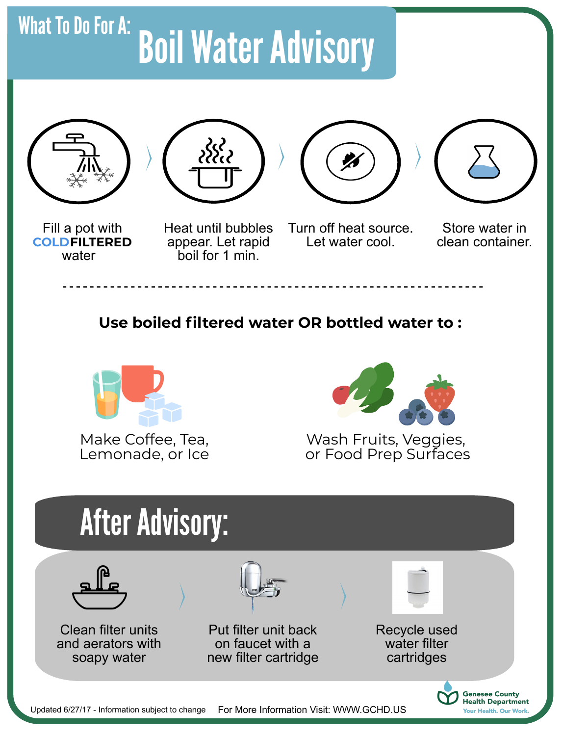# What To Do For A: Boil Water Advisory

1. Fill a pot with **COLD FILTERED** water
2. Heat until bubbles appear. Let rapid boil for 1 min.
3. Turn off heat source. Let water cool.
4. Store water in clean container.

---

**Use boiled filtered water OR bottled water to :**

- Make Coffee, Tea, Lemonade, or Ice
- Wash Fruits, Veggies, or Food Prep Surfaces

## After Advisory:

1. Clean filter units and aerators with soapy water
2. Put filter unit back on faucet with a new filter cartridge
3. Recycle used water filter cartridges

Updated 6/27/17 - Information subject to change

For More Information Visit: WWW.GCHD.US

Genesee County Health Department
*Your Health. Our Work.*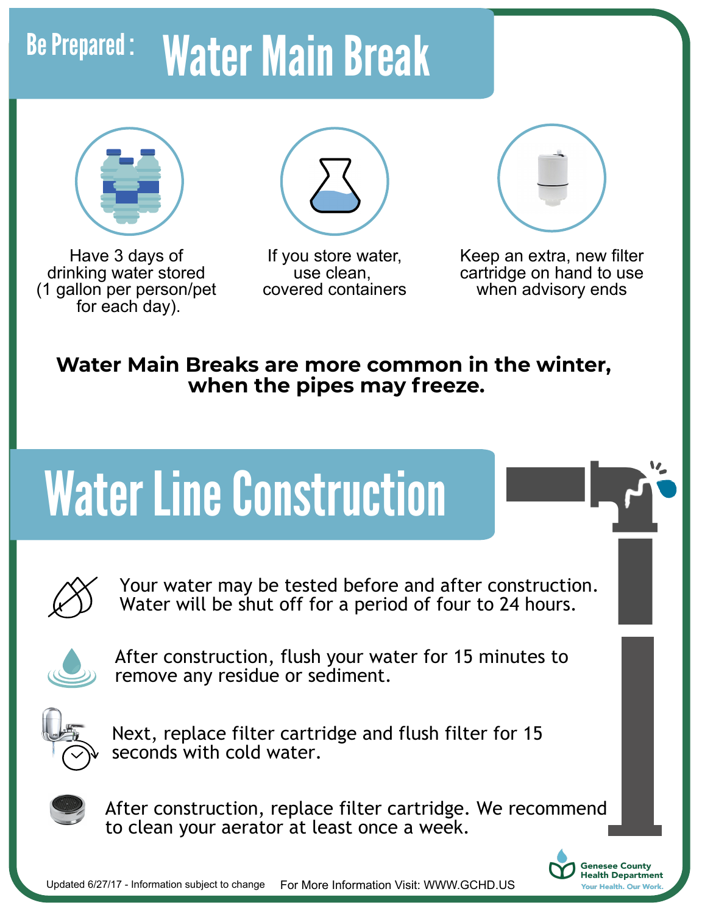# Be Prepared: Water Main Break

Have 3 days of drinking water stored (1 gallon per person/pet for each day).

If you store water, use clean, covered containers

Keep an extra, new filter cartridge on hand to use when advisory ends

**Water Main Breaks are more common in the winter, when the pipes may freeze.**

# Water Line Construction

Your water may be tested before and after construction. Water will be shut off for a period of four to 24 hours.

After construction, flush your water for 15 minutes to remove any residue or sediment.

Next, replace filter cartridge and flush filter for 15 seconds with cold water.

After construction, replace filter cartridge. We recommend to clean your aerator at least once a week.

Updated 6/27/17 - Information subject to change

For More Information Visit: WWW.GCHD.US

Genesee County Health Department
Your Health. Our Work.